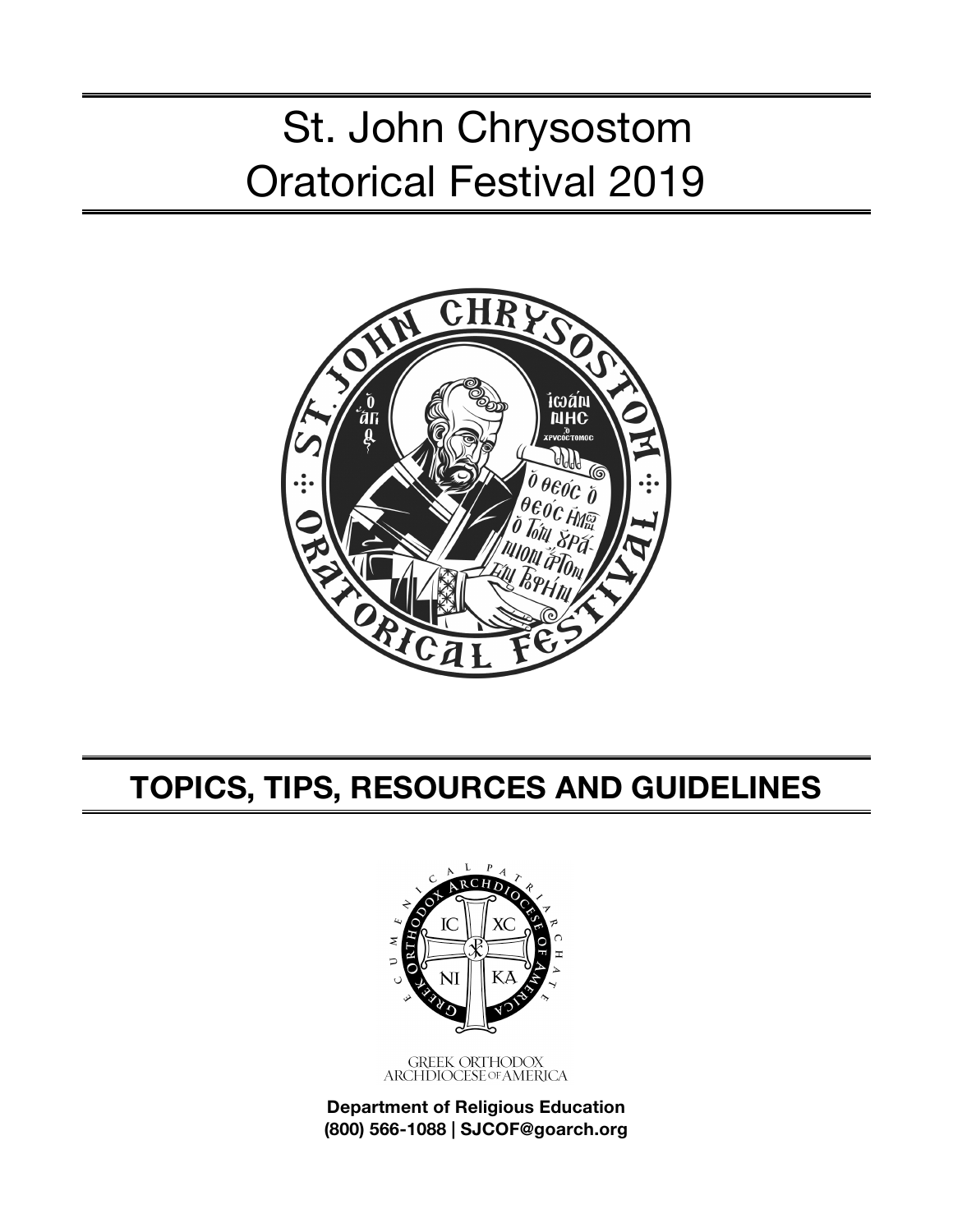# St. John Chrysostom Oratorical Festival 2019

## TOPICS, TIPS, RESOURCES AND GUIDELINES

GREEK ORTHODOX ARCHDIOCESE OF AMERICA

**Department of Religious Education**
**(800) 566-1088 | SJCOF@goarch.org**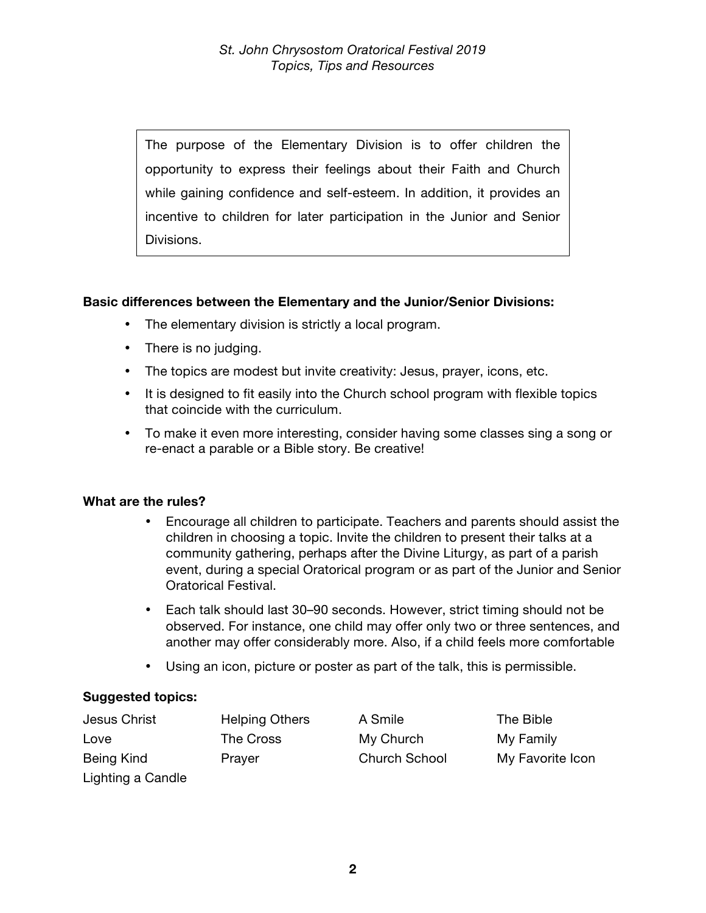The purpose of the Elementary Division is to offer children the opportunity to express their feelings about their Faith and Church while gaining confidence and self-esteem. In addition, it provides an incentive to children for later participation in the Junior and Senior Divisions.

**Basic differences between the Elementary and the Junior/Senior Divisions:**

- The elementary division is strictly a local program.
- There is no judging.
- The topics are modest but invite creativity: Jesus, prayer, icons, etc.
- It is designed to fit easily into the Church school program with flexible topics that coincide with the curriculum.
- To make it even more interesting, consider having some classes sing a song or re-enact a parable or a Bible story. Be creative!

**What are the rules?**

- Encourage all children to participate. Teachers and parents should assist the children in choosing a topic. Invite the children to present their talks at a community gathering, perhaps after the Divine Liturgy, as part of a parish event, during a special Oratorical program or as part of the Junior and Senior Oratorical Festival.
- Each talk should last 30–90 seconds. However, strict timing should not be observed. For instance, one child may offer only two or three sentences, and another may offer considerably more. Also, if a child feels more comfortable
- Using an icon, picture or poster as part of the talk, this is permissible.

**Suggested topics:**

| | | | |
|---|---|---|---|
| Jesus Christ | Helping Others | A Smile | The Bible |
| Love | The Cross | My Church | My Family |
| Being Kind | Prayer | Church School | My Favorite Icon |
| Lighting a Candle | | | |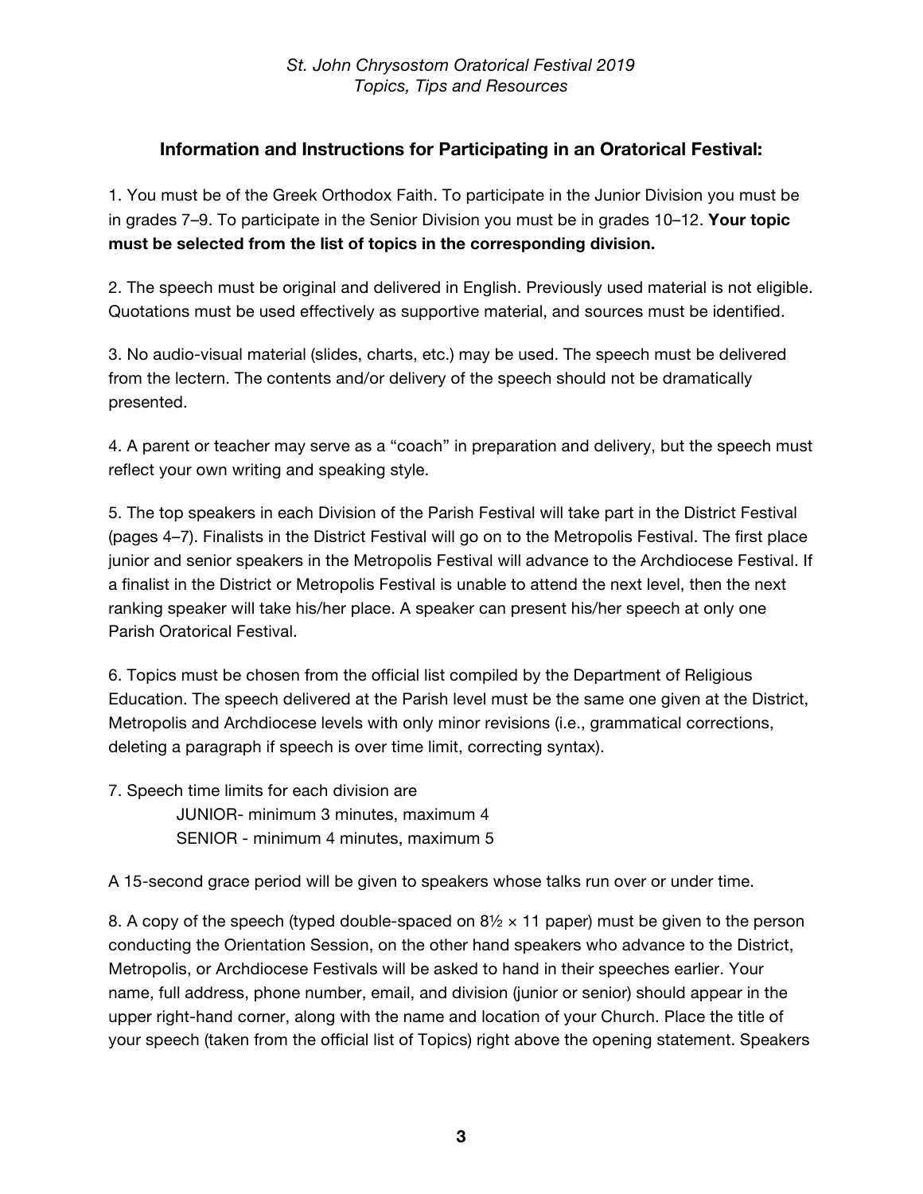## Information and Instructions for Participating in an Oratorical Festival:

1. You must be of the Greek Orthodox Faith. To participate in the Junior Division you must be in grades 7–9. To participate in the Senior Division you must be in grades 10–12. **Your topic must be selected from the list of topics in the corresponding division.**

2. The speech must be original and delivered in English. Previously used material is not eligible. Quotations must be used effectively as supportive material, and sources must be identified.

3. No audio-visual material (slides, charts, etc.) may be used. The speech must be delivered from the lectern. The contents and/or delivery of the speech should not be dramatically presented.

4. A parent or teacher may serve as a "coach" in preparation and delivery, but the speech must reflect your own writing and speaking style.

5. The top speakers in each Division of the Parish Festival will take part in the District Festival (pages 4–7). Finalists in the District Festival will go on to the Metropolis Festival. The first place junior and senior speakers in the Metropolis Festival will advance to the Archdiocese Festival. If a finalist in the District or Metropolis Festival is unable to attend the next level, then the next ranking speaker will take his/her place. A speaker can present his/her speech at only one Parish Oratorical Festival.

6. Topics must be chosen from the official list compiled by the Department of Religious Education. The speech delivered at the Parish level must be the same one given at the District, Metropolis and Archdiocese levels with only minor revisions (i.e., grammatical corrections, deleting a paragraph if speech is over time limit, correcting syntax).

7. Speech time limits for each division are
   JUNIOR- minimum 3 minutes, maximum 4
   SENIOR - minimum 4 minutes, maximum 5

A 15-second grace period will be given to speakers whose talks run over or under time.

8. A copy of the speech (typed double-spaced on 8½ × 11 paper) must be given to the person conducting the Orientation Session, on the other hand speakers who advance to the District, Metropolis, or Archdiocese Festivals will be asked to hand in their speeches earlier. Your name, full address, phone number, email, and division (junior or senior) should appear in the upper right-hand corner, along with the name and location of your Church. Place the title of your speech (taken from the official list of Topics) right above the opening statement. Speakers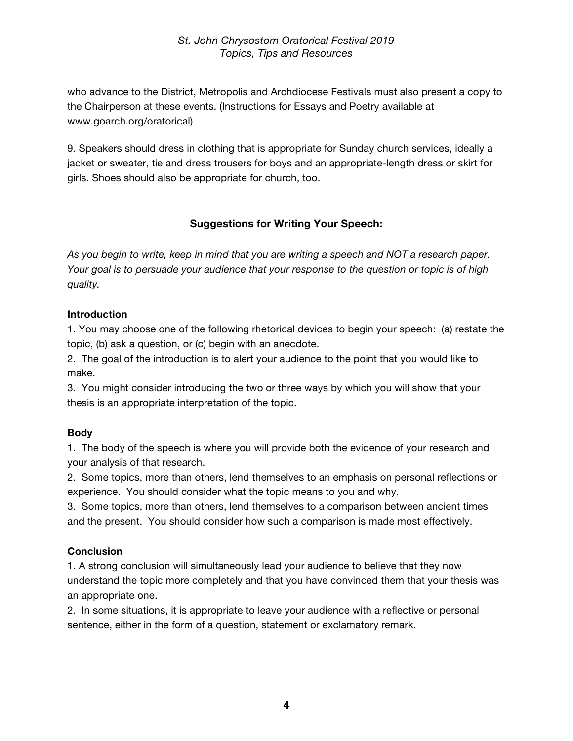who advance to the District, Metropolis and Archdiocese Festivals must also present a copy to the Chairperson at these events. (Instructions for Essays and Poetry available at www.goarch.org/oratorical)

9. Speakers should dress in clothing that is appropriate for Sunday church services, ideally a jacket or sweater, tie and dress trousers for boys and an appropriate-length dress or skirt for girls. Shoes should also be appropriate for church, too.

## Suggestions for Writing Your Speech:

*As you begin to write, keep in mind that you are writing a speech and NOT a research paper. Your goal is to persuade your audience that your response to the question or topic is of high quality.*

**Introduction**

1. You may choose one of the following rhetorical devices to begin your speech: (a) restate the topic, (b) ask a question, or (c) begin with an anecdote.
2. The goal of the introduction is to alert your audience to the point that you would like to make.
3. You might consider introducing the two or three ways by which you will show that your thesis is an appropriate interpretation of the topic.

**Body**

1. The body of the speech is where you will provide both the evidence of your research and your analysis of that research.
2. Some topics, more than others, lend themselves to an emphasis on personal reflections or experience. You should consider what the topic means to you and why.
3. Some topics, more than others, lend themselves to a comparison between ancient times and the present. You should consider how such a comparison is made most effectively.

**Conclusion**

1. A strong conclusion will simultaneously lead your audience to believe that they now understand the topic more completely and that you have convinced them that your thesis was an appropriate one.
2. In some situations, it is appropriate to leave your audience with a reflective or personal sentence, either in the form of a question, statement or exclamatory remark.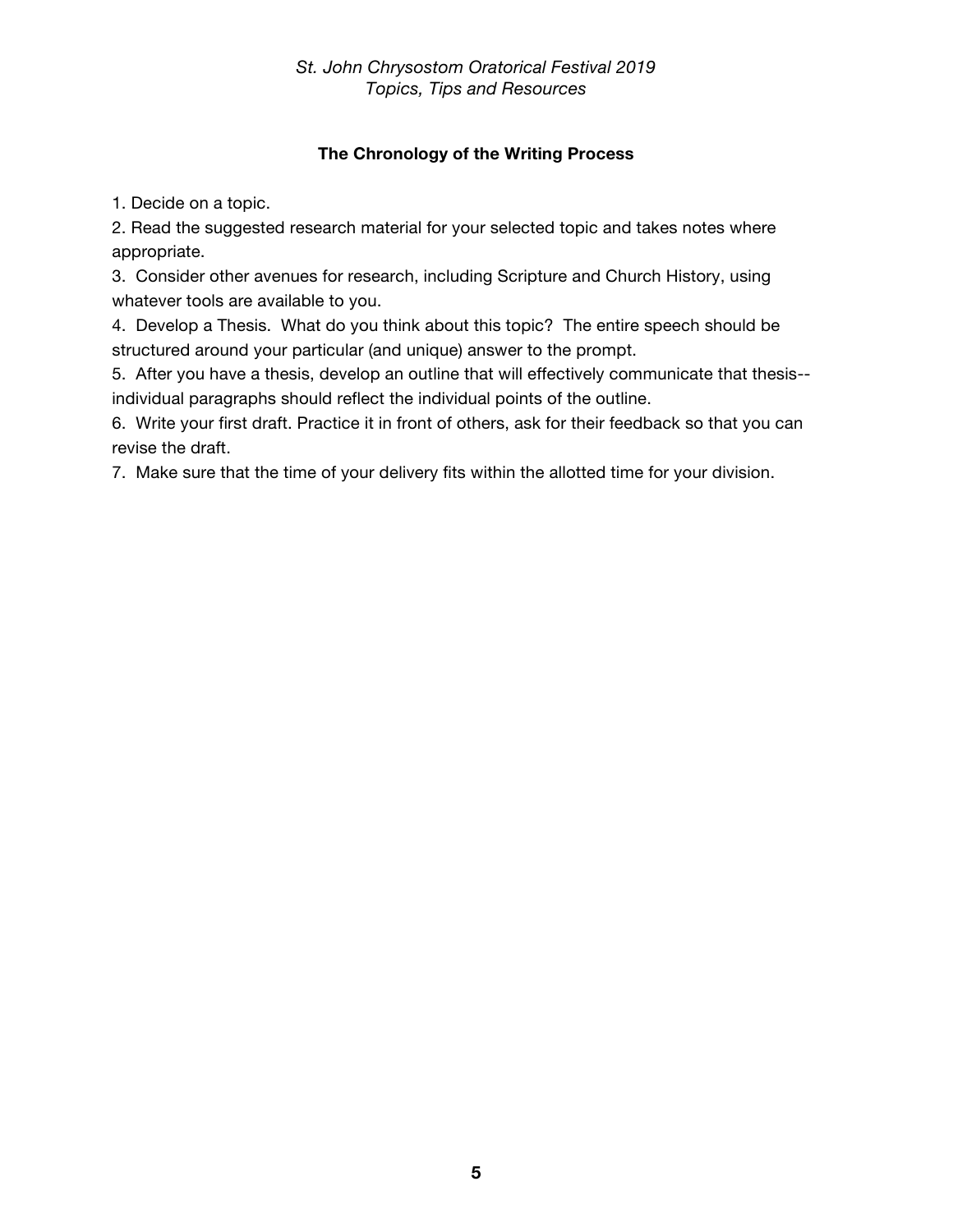## The Chronology of the Writing Process

1. Decide on a topic.
2. Read the suggested research material for your selected topic and takes notes where appropriate.
3. Consider other avenues for research, including Scripture and Church History, using whatever tools are available to you.
4. Develop a Thesis. What do you think about this topic? The entire speech should be structured around your particular (and unique) answer to the prompt.
5. After you have a thesis, develop an outline that will effectively communicate that thesis--individual paragraphs should reflect the individual points of the outline.
6. Write your first draft. Practice it in front of others, ask for their feedback so that you can revise the draft.
7. Make sure that the time of your delivery fits within the allotted time for your division.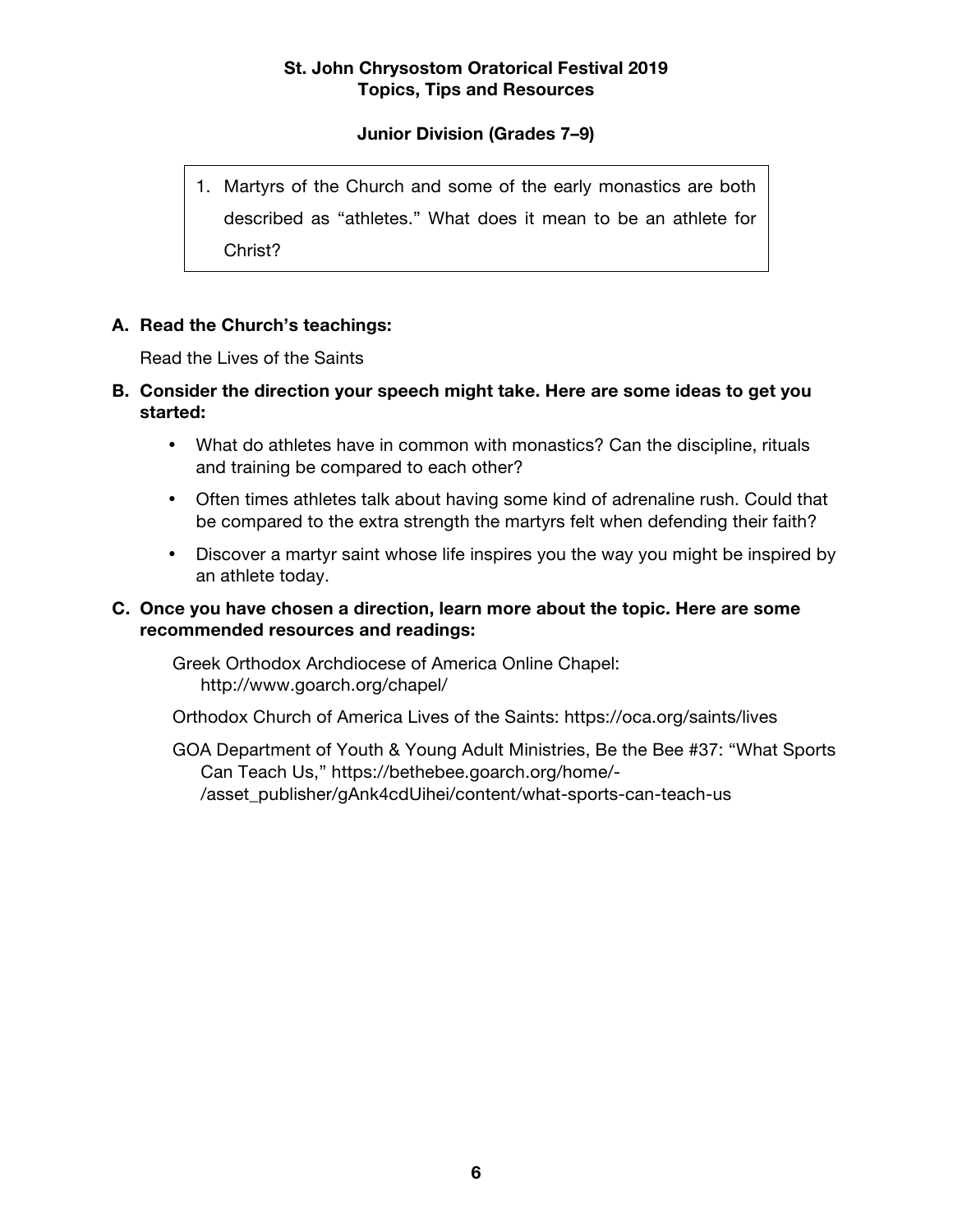**St. John Chrysostom Oratorical Festival 2019**
**Topics, Tips and Resources**

**Junior Division (Grades 7–9)**

1. Martyrs of the Church and some of the early monastics are both described as "athletes." What does it mean to be an athlete for Christ?

**A. Read the Church's teachings:**

Read the Lives of the Saints

**B. Consider the direction your speech might take. Here are some ideas to get you started:**

- What do athletes have in common with monastics? Can the discipline, rituals and training be compared to each other?
- Often times athletes talk about having some kind of adrenaline rush. Could that be compared to the extra strength the martyrs felt when defending their faith?
- Discover a martyr saint whose life inspires you the way you might be inspired by an athlete today.

**C. Once you have chosen a direction, learn more about the topic. Here are some recommended resources and readings:**

Greek Orthodox Archdiocese of America Online Chapel: http://www.goarch.org/chapel/

Orthodox Church of America Lives of the Saints: https://oca.org/saints/lives

GOA Department of Youth & Young Adult Ministries, Be the Bee #37: "What Sports Can Teach Us," https://bethebee.goarch.org/home/-/asset_publisher/gAnk4cdUihei/content/what-sports-can-teach-us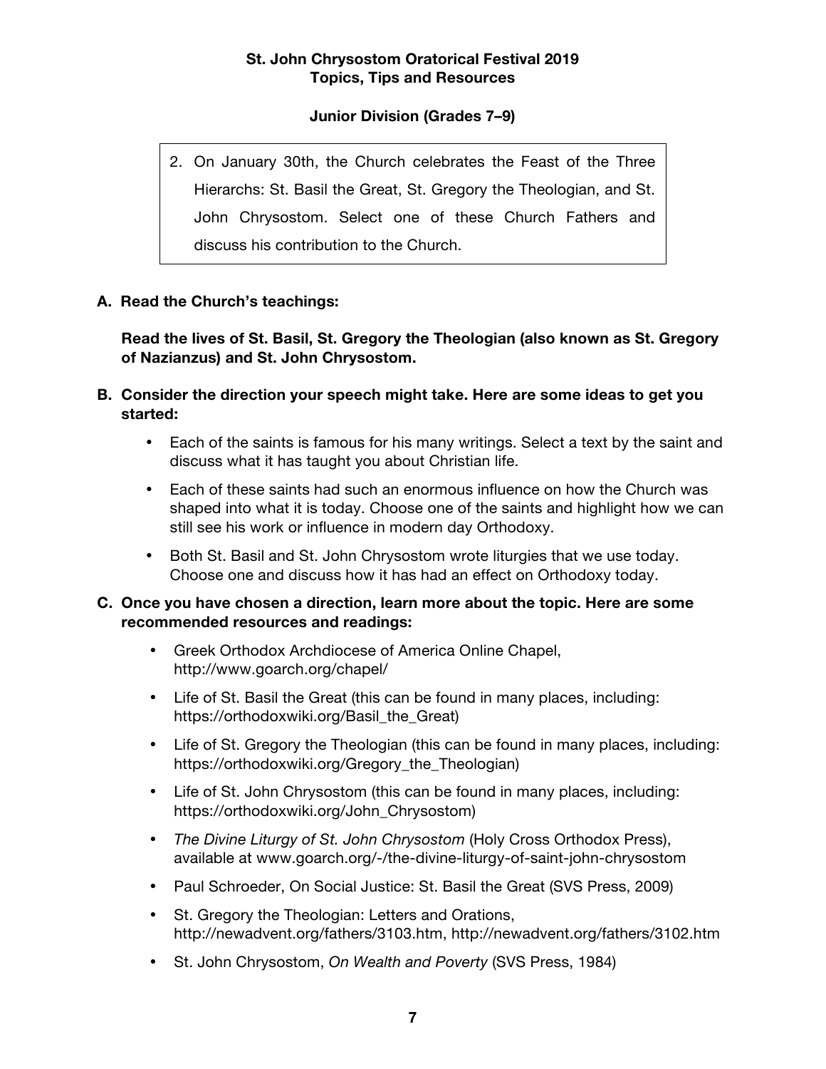**St. John Chrysostom Oratorical Festival 2019**
**Topics, Tips and Resources**

**Junior Division (Grades 7–9)**

2. On January 30th, the Church celebrates the Feast of the Three Hierarchs: St. Basil the Great, St. Gregory the Theologian, and St. John Chrysostom. Select one of these Church Fathers and discuss his contribution to the Church.

**A. Read the Church's teachings:**

**Read the lives of St. Basil, St. Gregory the Theologian (also known as St. Gregory of Nazianzus) and St. John Chrysostom.**

**B. Consider the direction your speech might take. Here are some ideas to get you started:**

- Each of the saints is famous for his many writings. Select a text by the saint and discuss what it has taught you about Christian life.
- Each of these saints had such an enormous influence on how the Church was shaped into what it is today. Choose one of the saints and highlight how we can still see his work or influence in modern day Orthodoxy.
- Both St. Basil and St. John Chrysostom wrote liturgies that we use today. Choose one and discuss how it has had an effect on Orthodoxy today.

**C. Once you have chosen a direction, learn more about the topic. Here are some recommended resources and readings:**

- Greek Orthodox Archdiocese of America Online Chapel, http://www.goarch.org/chapel/
- Life of St. Basil the Great (this can be found in many places, including: https://orthodoxwiki.org/Basil_the_Great)
- Life of St. Gregory the Theologian (this can be found in many places, including: https://orthodoxwiki.org/Gregory_the_Theologian)
- Life of St. John Chrysostom (this can be found in many places, including: https://orthodoxwiki.org/John_Chrysostom)
- *The Divine Liturgy of St. John Chrysostom* (Holy Cross Orthodox Press), available at www.goarch.org/-/the-divine-liturgy-of-saint-john-chrysostom
- Paul Schroeder, On Social Justice: St. Basil the Great (SVS Press, 2009)
- St. Gregory the Theologian: Letters and Orations, http://newadvent.org/fathers/3103.htm, http://newadvent.org/fathers/3102.htm
- St. John Chrysostom, *On Wealth and Poverty* (SVS Press, 1984)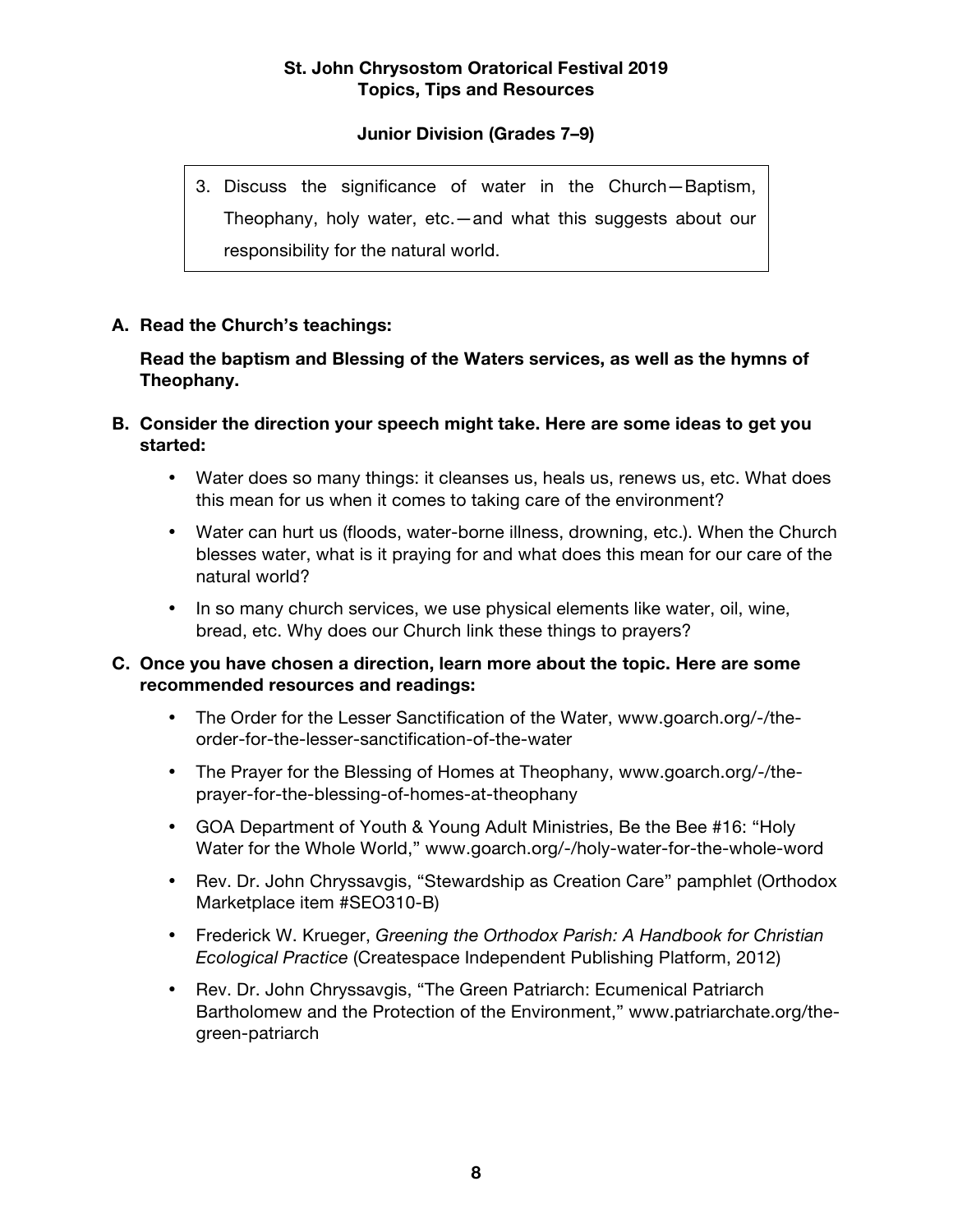**St. John Chrysostom Oratorical Festival 2019**
**Topics, Tips and Resources**

**Junior Division (Grades 7–9)**

3. Discuss the significance of water in the Church—Baptism, Theophany, holy water, etc.—and what this suggests about our responsibility for the natural world.

**A. Read the Church's teachings:**

**Read the baptism and Blessing of the Waters services, as well as the hymns of Theophany.**

**B. Consider the direction your speech might take. Here are some ideas to get you started:**

- Water does so many things: it cleanses us, heals us, renews us, etc. What does this mean for us when it comes to taking care of the environment?
- Water can hurt us (floods, water-borne illness, drowning, etc.). When the Church blesses water, what is it praying for and what does this mean for our care of the natural world?
- In so many church services, we use physical elements like water, oil, wine, bread, etc. Why does our Church link these things to prayers?

**C. Once you have chosen a direction, learn more about the topic. Here are some recommended resources and readings:**

- The Order for the Lesser Sanctification of the Water, www.goarch.org/-/the-order-for-the-lesser-sanctification-of-the-water
- The Prayer for the Blessing of Homes at Theophany, www.goarch.org/-/the-prayer-for-the-blessing-of-homes-at-theophany
- GOA Department of Youth & Young Adult Ministries, Be the Bee #16: "Holy Water for the Whole World," www.goarch.org/-/holy-water-for-the-whole-word
- Rev. Dr. John Chryssavgis, "Stewardship as Creation Care" pamphlet (Orthodox Marketplace item #SEO310-B)
- Frederick W. Krueger, *Greening the Orthodox Parish: A Handbook for Christian Ecological Practice* (Createspace Independent Publishing Platform, 2012)
- Rev. Dr. John Chryssavgis, "The Green Patriarch: Ecumenical Patriarch Bartholomew and the Protection of the Environment," www.patriarchate.org/the-green-patriarch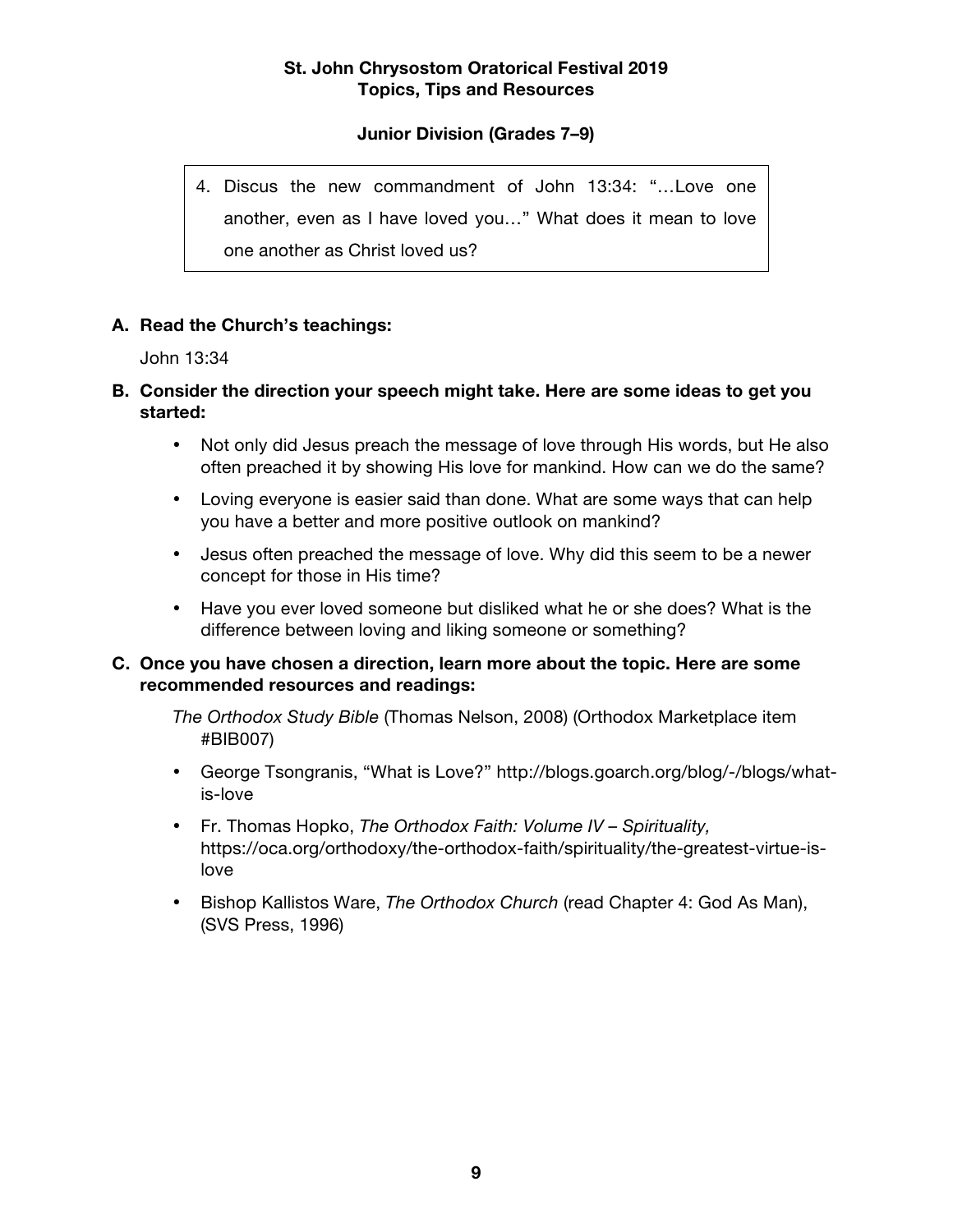**St. John Chrysostom Oratorical Festival 2019**
**Topics, Tips and Resources**

**Junior Division (Grades 7–9)**

4. Discus the new commandment of John 13:34: "…Love one another, even as I have loved you…" What does it mean to love one another as Christ loved us?

**A. Read the Church's teachings:**

John 13:34

**B. Consider the direction your speech might take. Here are some ideas to get you started:**

- Not only did Jesus preach the message of love through His words, but He also often preached it by showing His love for mankind. How can we do the same?
- Loving everyone is easier said than done. What are some ways that can help you have a better and more positive outlook on mankind?
- Jesus often preached the message of love. Why did this seem to be a newer concept for those in His time?
- Have you ever loved someone but disliked what he or she does? What is the difference between loving and liking someone or something?

**C. Once you have chosen a direction, learn more about the topic. Here are some recommended resources and readings:**

*The Orthodox Study Bible* (Thomas Nelson, 2008) (Orthodox Marketplace item #BIB007)

- George Tsongranis, "What is Love?" http://blogs.goarch.org/blog/-/blogs/what-is-love
- Fr. Thomas Hopko, *The Orthodox Faith: Volume IV – Spirituality,* https://oca.org/orthodoxy/the-orthodox-faith/spirituality/the-greatest-virtue-is-love
- Bishop Kallistos Ware, *The Orthodox Church* (read Chapter 4: God As Man), (SVS Press, 1996)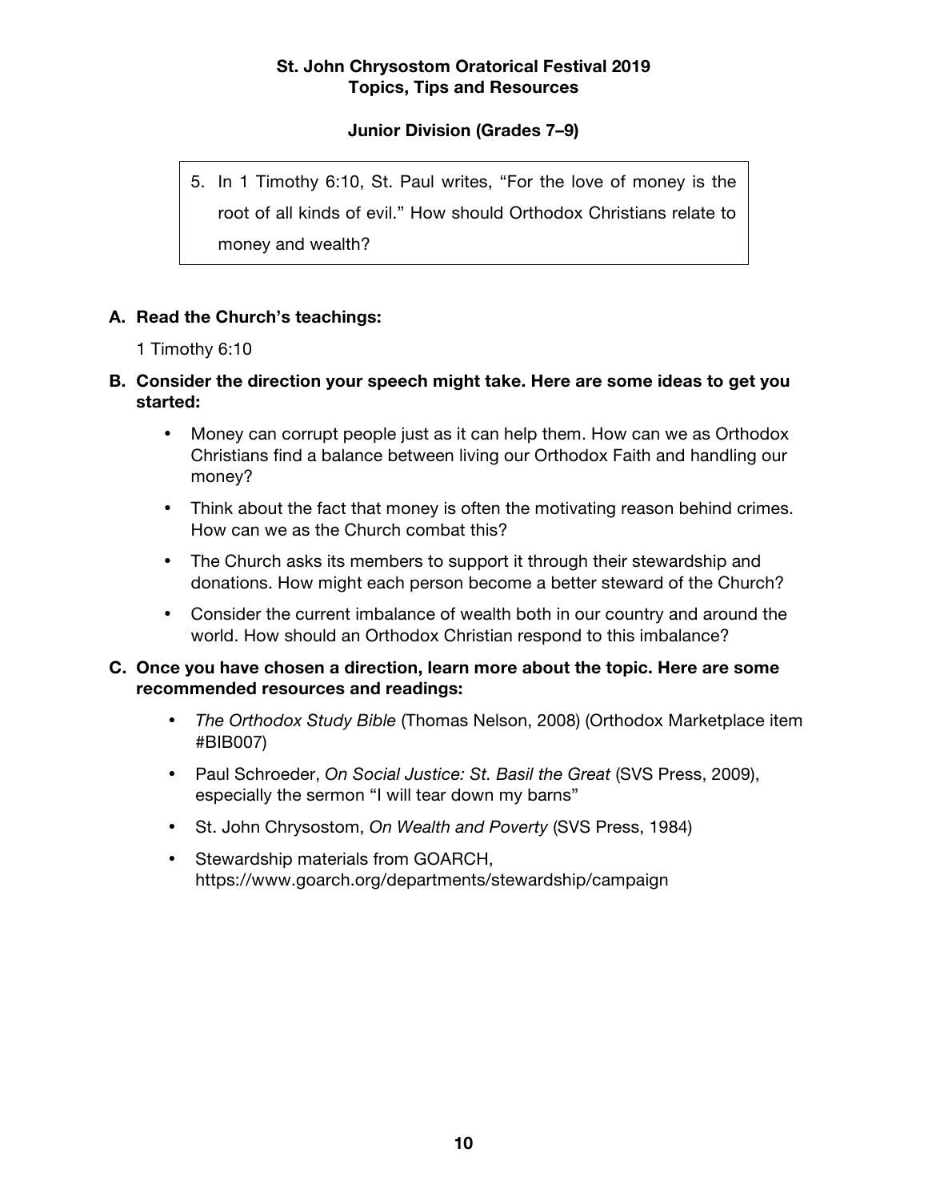**St. John Chrysostom Oratorical Festival 2019**
**Topics, Tips and Resources**

**Junior Division (Grades 7–9)**

5. In 1 Timothy 6:10, St. Paul writes, "For the love of money is the root of all kinds of evil." How should Orthodox Christians relate to money and wealth?

**A. Read the Church's teachings:**

1 Timothy 6:10

**B. Consider the direction your speech might take. Here are some ideas to get you started:**

- Money can corrupt people just as it can help them. How can we as Orthodox Christians find a balance between living our Orthodox Faith and handling our money?
- Think about the fact that money is often the motivating reason behind crimes. How can we as the Church combat this?
- The Church asks its members to support it through their stewardship and donations. How might each person become a better steward of the Church?
- Consider the current imbalance of wealth both in our country and around the world. How should an Orthodox Christian respond to this imbalance?

**C. Once you have chosen a direction, learn more about the topic. Here are some recommended resources and readings:**

- *The Orthodox Study Bible* (Thomas Nelson, 2008) (Orthodox Marketplace item #BIB007)
- Paul Schroeder, *On Social Justice: St. Basil the Great* (SVS Press, 2009), especially the sermon "I will tear down my barns"
- St. John Chrysostom, *On Wealth and Poverty* (SVS Press, 1984)
- Stewardship materials from GOARCH, https://www.goarch.org/departments/stewardship/campaign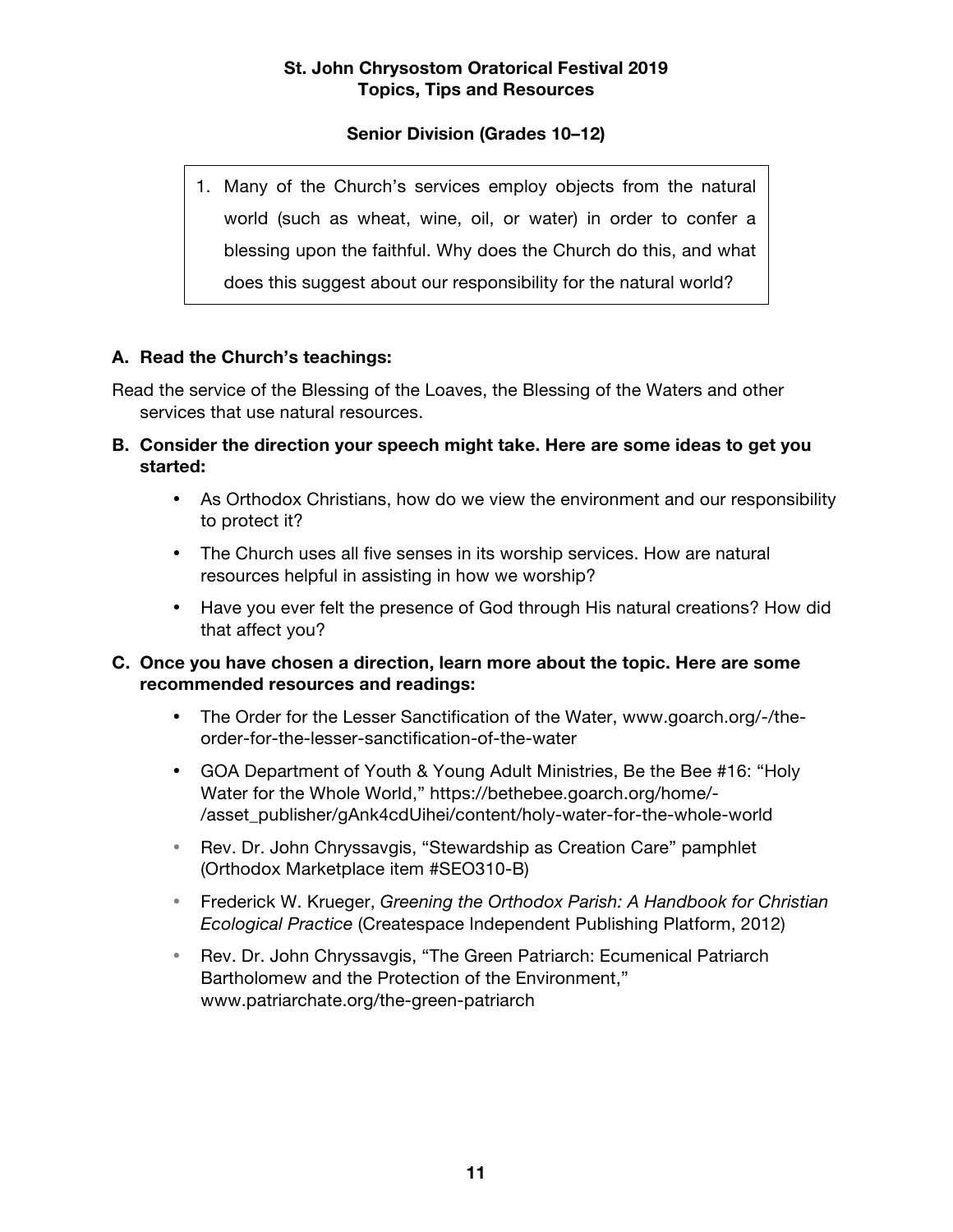## St. John Chrysostom Oratorical Festival 2019
## Topics, Tips and Resources

### Senior Division (Grades 10–12)

1. Many of the Church's services employ objects from the natural world (such as wheat, wine, oil, or water) in order to confer a blessing upon the faithful. Why does the Church do this, and what does this suggest about our responsibility for the natural world?

**A. Read the Church's teachings:**

Read the service of the Blessing of the Loaves, the Blessing of the Waters and other services that use natural resources.

**B. Consider the direction your speech might take. Here are some ideas to get you started:**

- As Orthodox Christians, how do we view the environment and our responsibility to protect it?
- The Church uses all five senses in its worship services. How are natural resources helpful in assisting in how we worship?
- Have you ever felt the presence of God through His natural creations? How did that affect you?

**C. Once you have chosen a direction, learn more about the topic. Here are some recommended resources and readings:**

- The Order for the Lesser Sanctification of the Water, www.goarch.org/-/the-order-for-the-lesser-sanctification-of-the-water
- GOA Department of Youth & Young Adult Ministries, Be the Bee #16: "Holy Water for the Whole World," https://bethebee.goarch.org/home/-/asset_publisher/gAnk4cdUihei/content/holy-water-for-the-whole-world
- Rev. Dr. John Chryssavgis, "Stewardship as Creation Care" pamphlet (Orthodox Marketplace item #SEO310-B)
- Frederick W. Krueger, *Greening the Orthodox Parish: A Handbook for Christian Ecological Practice* (Createspace Independent Publishing Platform, 2012)
- Rev. Dr. John Chryssavgis, "The Green Patriarch: Ecumenical Patriarch Bartholomew and the Protection of the Environment," www.patriarchate.org/the-green-patriarch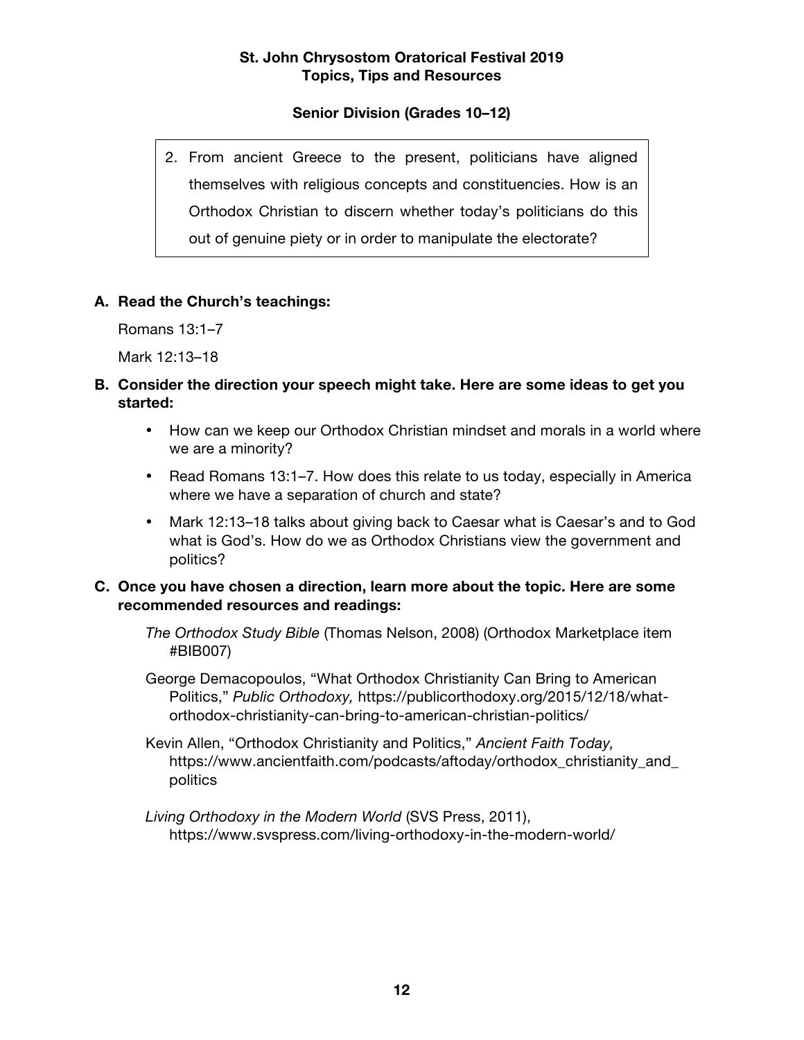## St. John Chrysostom Oratorical Festival 2019
## Topics, Tips and Resources

### Senior Division (Grades 10–12)

2. From ancient Greece to the present, politicians have aligned themselves with religious concepts and constituencies. How is an Orthodox Christian to discern whether today's politicians do this out of genuine piety or in order to manipulate the electorate?

**A. Read the Church's teachings:**

Romans 13:1–7

Mark 12:13–18

**B. Consider the direction your speech might take. Here are some ideas to get you started:**

- How can we keep our Orthodox Christian mindset and morals in a world where we are a minority?
- Read Romans 13:1–7. How does this relate to us today, especially in America where we have a separation of church and state?
- Mark 12:13–18 talks about giving back to Caesar what is Caesar's and to God what is God's. How do we as Orthodox Christians view the government and politics?

**C. Once you have chosen a direction, learn more about the topic. Here are some recommended resources and readings:**

*The Orthodox Study Bible* (Thomas Nelson, 2008) (Orthodox Marketplace item #BIB007)

George Demacopoulos, "What Orthodox Christianity Can Bring to American Politics," *Public Orthodoxy,* https://publicorthodoxy.org/2015/12/18/what-orthodox-christianity-can-bring-to-american-christian-politics/

Kevin Allen, "Orthodox Christianity and Politics," *Ancient Faith Today,* https://www.ancientfaith.com/podcasts/aftoday/orthodox_christianity_and_politics

*Living Orthodoxy in the Modern World* (SVS Press, 2011), https://www.svspress.com/living-orthodoxy-in-the-modern-world/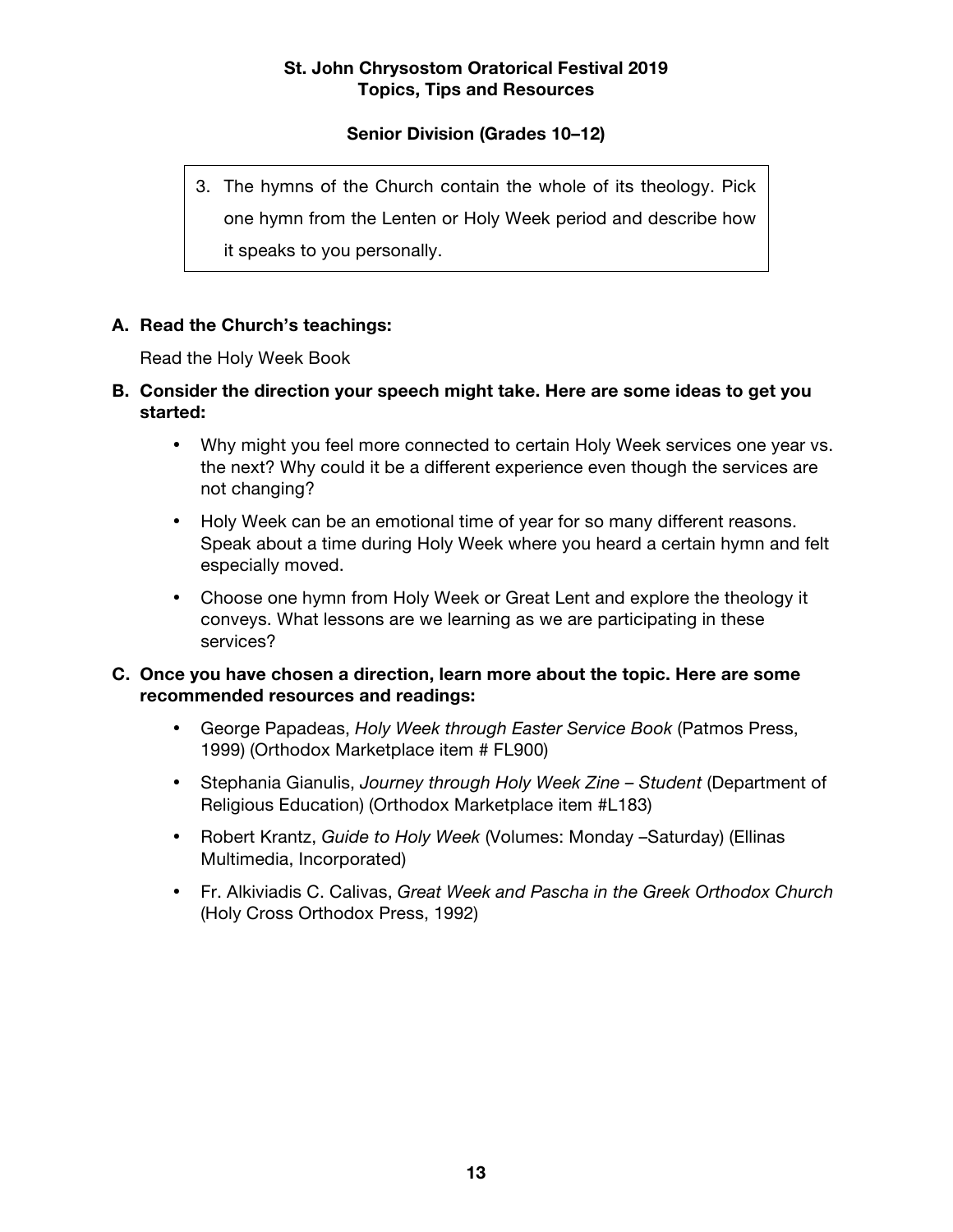**St. John Chrysostom Oratorical Festival 2019**
**Topics, Tips and Resources**

**Senior Division (Grades 10–12)**

3. The hymns of the Church contain the whole of its theology. Pick one hymn from the Lenten or Holy Week period and describe how it speaks to you personally.

**A. Read the Church's teachings:**

Read the Holy Week Book

**B. Consider the direction your speech might take. Here are some ideas to get you started:**

- Why might you feel more connected to certain Holy Week services one year vs. the next? Why could it be a different experience even though the services are not changing?
- Holy Week can be an emotional time of year for so many different reasons. Speak about a time during Holy Week where you heard a certain hymn and felt especially moved.
- Choose one hymn from Holy Week or Great Lent and explore the theology it conveys. What lessons are we learning as we are participating in these services?

**C. Once you have chosen a direction, learn more about the topic. Here are some recommended resources and readings:**

- George Papadeas, *Holy Week through Easter Service Book* (Patmos Press, 1999) (Orthodox Marketplace item # FL900)
- Stephania Gianulis, *Journey through Holy Week Zine – Student* (Department of Religious Education) (Orthodox Marketplace item #L183)
- Robert Krantz, *Guide to Holy Week* (Volumes: Monday –Saturday) (Ellinas Multimedia, Incorporated)
- Fr. Alkiviadis C. Calivas, *Great Week and Pascha in the Greek Orthodox Church* (Holy Cross Orthodox Press, 1992)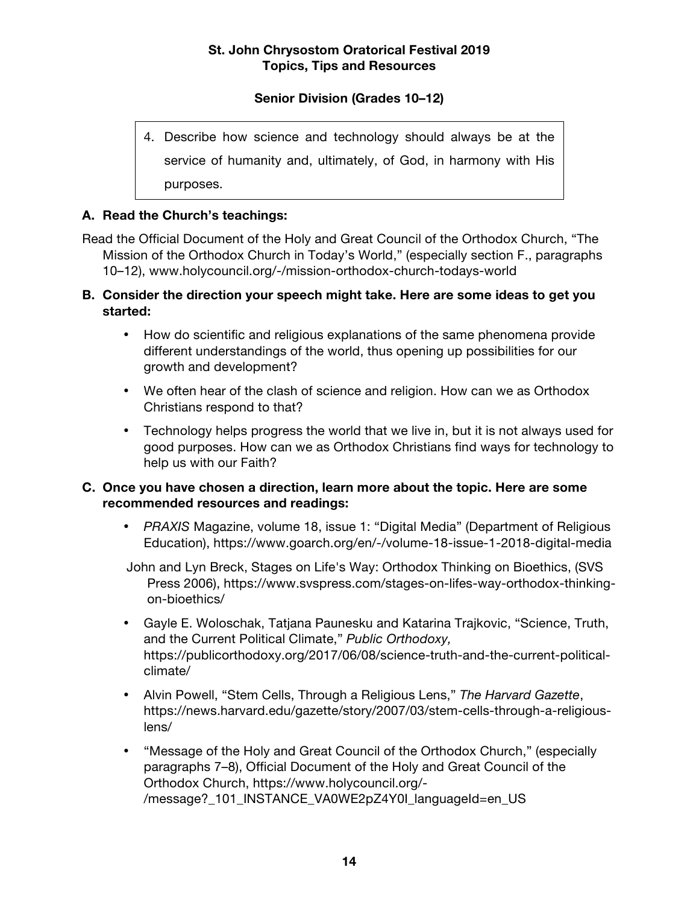**St. John Chrysostom Oratorical Festival 2019**
**Topics, Tips and Resources**

**Senior Division (Grades 10–12)**

4. Describe how science and technology should always be at the service of humanity and, ultimately, of God, in harmony with His purposes.

**A. Read the Church's teachings:**

Read the Official Document of the Holy and Great Council of the Orthodox Church, "The Mission of the Orthodox Church in Today's World," (especially section F., paragraphs 10–12), www.holycouncil.org/-/mission-orthodox-church-todays-world

**B. Consider the direction your speech might take. Here are some ideas to get you started:**

- How do scientific and religious explanations of the same phenomena provide different understandings of the world, thus opening up possibilities for our growth and development?
- We often hear of the clash of science and religion. How can we as Orthodox Christians respond to that?
- Technology helps progress the world that we live in, but it is not always used for good purposes. How can we as Orthodox Christians find ways for technology to help us with our Faith?

**C. Once you have chosen a direction, learn more about the topic. Here are some recommended resources and readings:**

- *PRAXIS* Magazine, volume 18, issue 1: "Digital Media" (Department of Religious Education), https://www.goarch.org/en/-/volume-18-issue-1-2018-digital-media

  John and Lyn Breck, Stages on Life's Way: Orthodox Thinking on Bioethics, (SVS Press 2006), https://www.svspress.com/stages-on-lifes-way-orthodox-thinking-on-bioethics/

- Gayle E. Woloschak, Tatjana Paunesku and Katarina Trajkovic, "Science, Truth, and the Current Political Climate," *Public Orthodoxy,* https://publicorthodoxy.org/2017/06/08/science-truth-and-the-current-political-climate/
- Alvin Powell, "Stem Cells, Through a Religious Lens," *The Harvard Gazette*, https://news.harvard.edu/gazette/story/2007/03/stem-cells-through-a-religious-lens/
- "Message of the Holy and Great Council of the Orthodox Church," (especially paragraphs 7–8), Official Document of the Holy and Great Council of the Orthodox Church, https://www.holycouncil.org/-/message?_101_INSTANCE_VA0WE2pZ4Y0I_languageId=en_US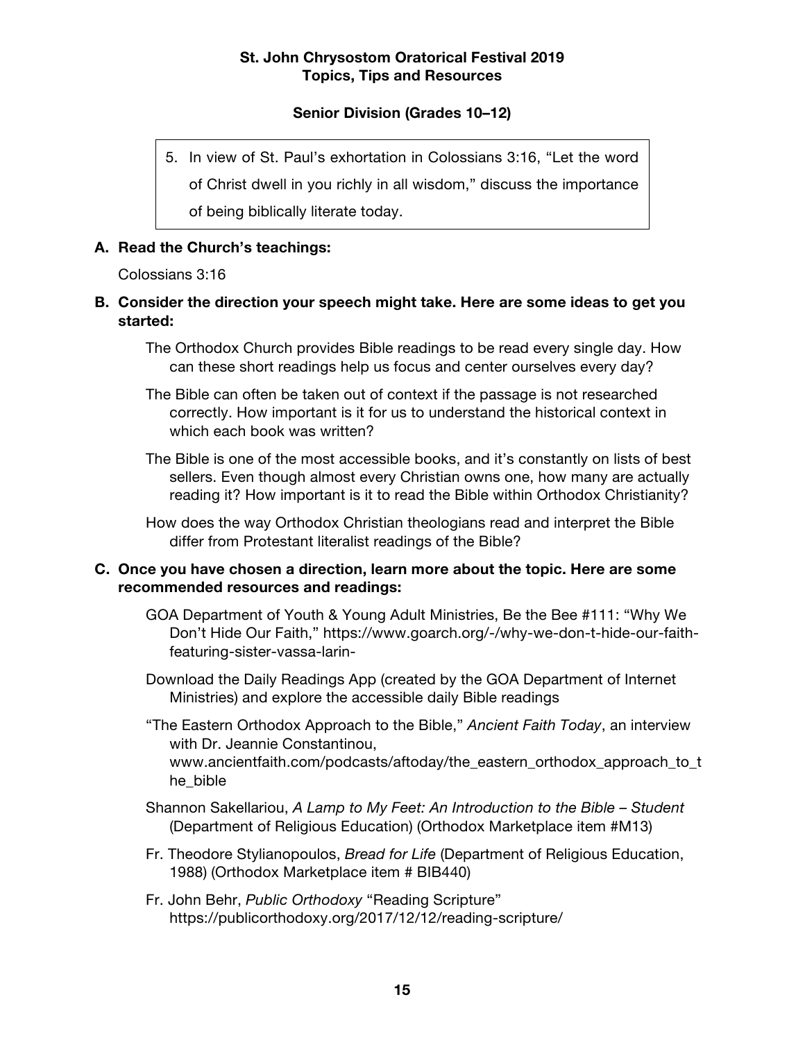**St. John Chrysostom Oratorical Festival 2019**
**Topics, Tips and Resources**

**Senior Division (Grades 10–12)**

5. In view of St. Paul's exhortation in Colossians 3:16, "Let the word of Christ dwell in you richly in all wisdom," discuss the importance of being biblically literate today.

### A. Read the Church's teachings:

Colossians 3:16

### B. Consider the direction your speech might take. Here are some ideas to get you started:

The Orthodox Church provides Bible readings to be read every single day. How can these short readings help us focus and center ourselves every day?

The Bible can often be taken out of context if the passage is not researched correctly. How important is it for us to understand the historical context in which each book was written?

The Bible is one of the most accessible books, and it's constantly on lists of best sellers. Even though almost every Christian owns one, how many are actually reading it? How important is it to read the Bible within Orthodox Christianity?

How does the way Orthodox Christian theologians read and interpret the Bible differ from Protestant literalist readings of the Bible?

### C. Once you have chosen a direction, learn more about the topic. Here are some recommended resources and readings:

GOA Department of Youth & Young Adult Ministries, Be the Bee #111: "Why We Don't Hide Our Faith," https://www.goarch.org/-/why-we-don-t-hide-our-faith-featuring-sister-vassa-larin-

Download the Daily Readings App (created by the GOA Department of Internet Ministries) and explore the accessible daily Bible readings

"The Eastern Orthodox Approach to the Bible," *Ancient Faith Today*, an interview with Dr. Jeannie Constantinou, www.ancientfaith.com/podcasts/aftoday/the_eastern_orthodox_approach_to_the_bible

Shannon Sakellariou, *A Lamp to My Feet: An Introduction to the Bible – Student* (Department of Religious Education) (Orthodox Marketplace item #M13)

Fr. Theodore Stylianopoulos, *Bread for Life* (Department of Religious Education, 1988) (Orthodox Marketplace item # BIB440)

Fr. John Behr, *Public Orthodoxy* "Reading Scripture" https://publicorthodoxy.org/2017/12/12/reading-scripture/